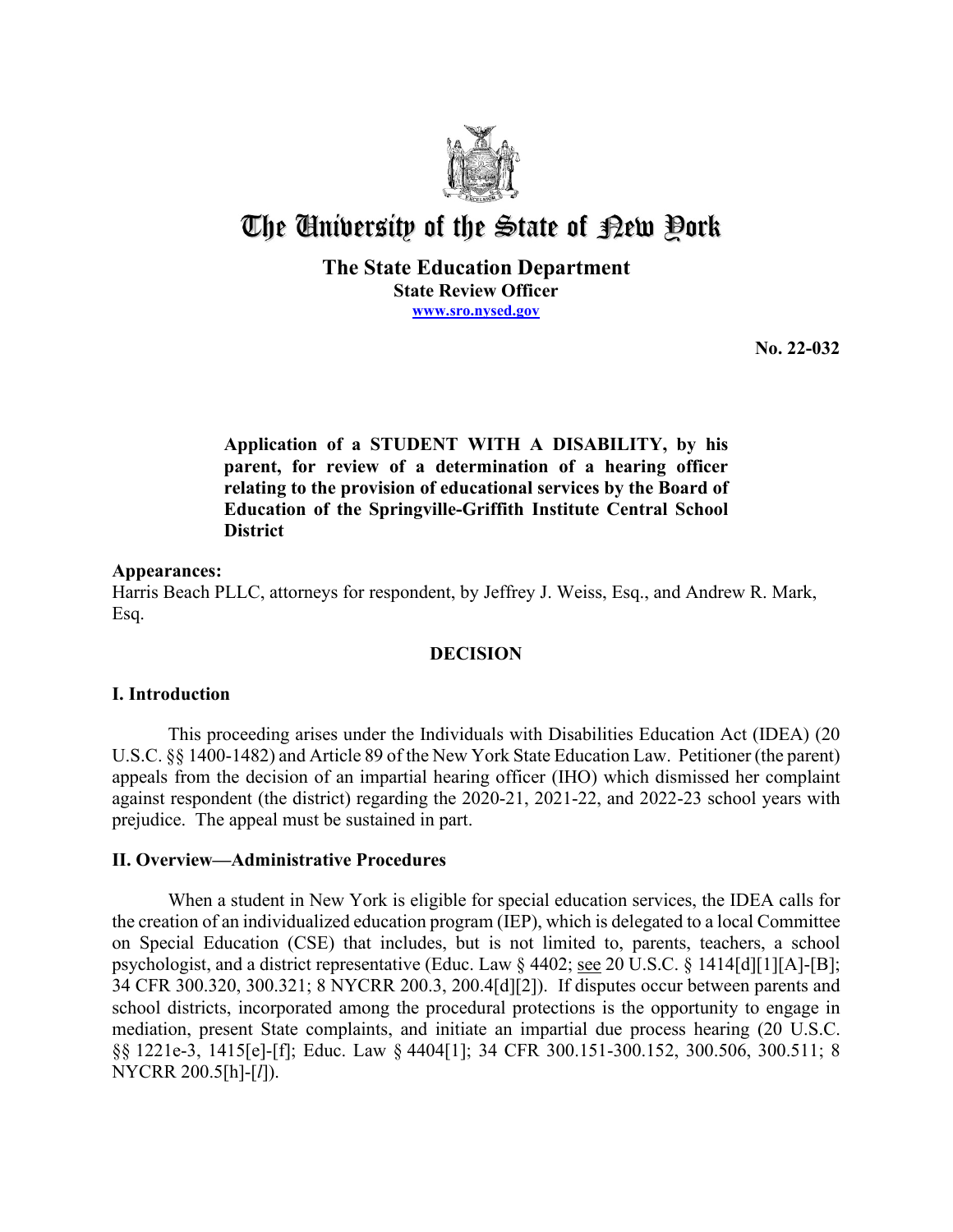# The University of the State of New York

**The State Education Department**
**State Review Officer**
**www.sro.nysed.gov**

**No. 22-032**

**Application of a STUDENT WITH A DISABILITY, by his parent, for review of a determination of a hearing officer relating to the provision of educational services by the Board of Education of the Springville-Griffith Institute Central School District**

**Appearances:**
Harris Beach PLLC, attorneys for respondent, by Jeffrey J. Weiss, Esq., and Andrew R. Mark, Esq.

## DECISION

### I. Introduction

This proceeding arises under the Individuals with Disabilities Education Act (IDEA) (20 U.S.C. §§ 1400-1482) and Article 89 of the New York State Education Law. Petitioner (the parent) appeals from the decision of an impartial hearing officer (IHO) which dismissed her complaint against respondent (the district) regarding the 2020-21, 2021-22, and 2022-23 school years with prejudice. The appeal must be sustained in part.

### II. Overview—Administrative Procedures

When a student in New York is eligible for special education services, the IDEA calls for the creation of an individualized education program (IEP), which is delegated to a local Committee on Special Education (CSE) that includes, but is not limited to, parents, teachers, a school psychologist, and a district representative (Educ. Law § 4402; see 20 U.S.C. § 1414[d][1][A]-[B]; 34 CFR 300.320, 300.321; 8 NYCRR 200.3, 200.4[d][2]). If disputes occur between parents and school districts, incorporated among the procedural protections is the opportunity to engage in mediation, present State complaints, and initiate an impartial due process hearing (20 U.S.C. §§ 1221e-3, 1415[e]-[f]; Educ. Law § 4404[1]; 34 CFR 300.151-300.152, 300.506, 300.511; 8 NYCRR 200.5[h]-[*l*]).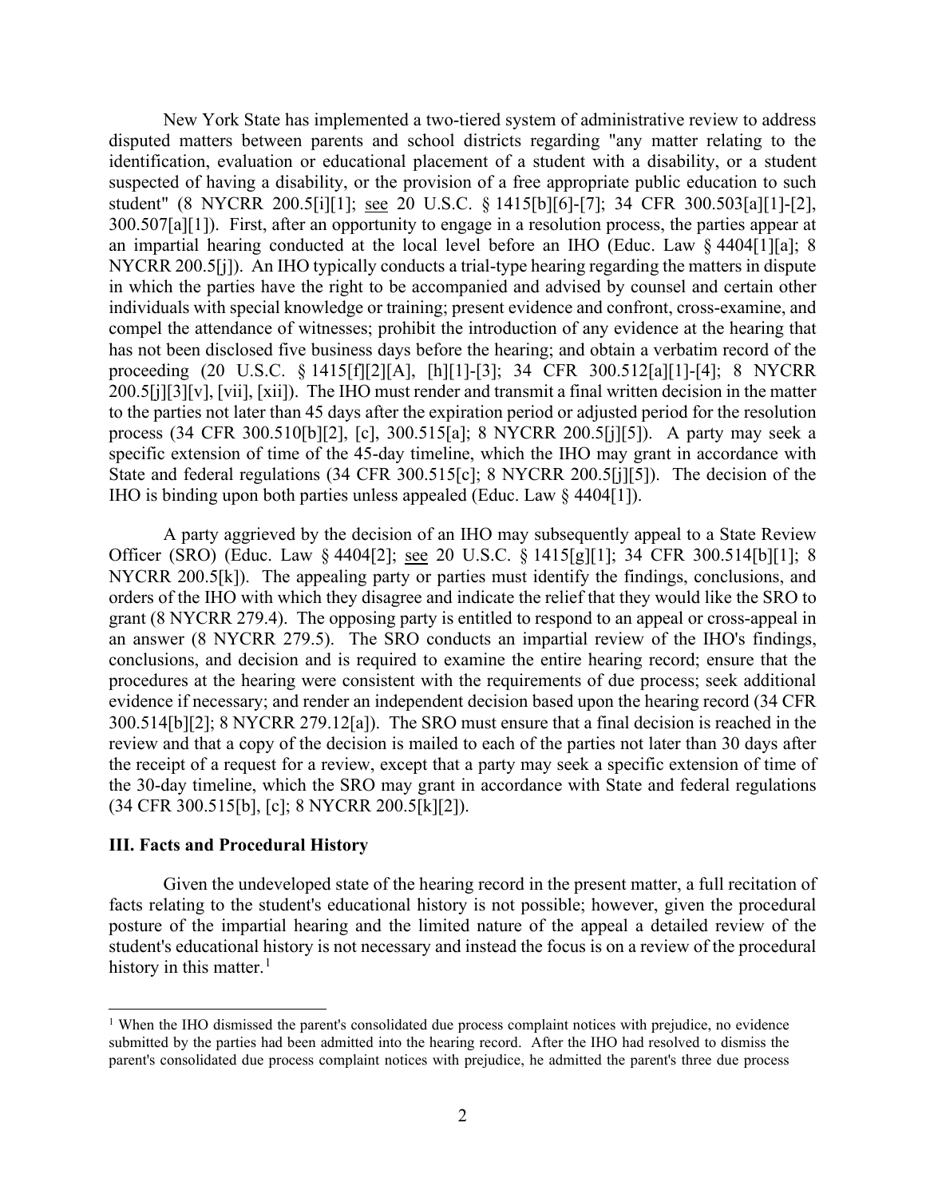New York State has implemented a two-tiered system of administrative review to address disputed matters between parents and school districts regarding "any matter relating to the identification, evaluation or educational placement of a student with a disability, or a student suspected of having a disability, or the provision of a free appropriate public education to such student" (8 NYCRR 200.5[i][1]; see 20 U.S.C. § 1415[b][6]-[7]; 34 CFR 300.503[a][1]-[2], 300.507[a][1]). First, after an opportunity to engage in a resolution process, the parties appear at an impartial hearing conducted at the local level before an IHO (Educ. Law § 4404[1][a]; 8 NYCRR 200.5[j]). An IHO typically conducts a trial-type hearing regarding the matters in dispute in which the parties have the right to be accompanied and advised by counsel and certain other individuals with special knowledge or training; present evidence and confront, cross-examine, and compel the attendance of witnesses; prohibit the introduction of any evidence at the hearing that has not been disclosed five business days before the hearing; and obtain a verbatim record of the proceeding (20 U.S.C. § 1415[f][2][A], [h][1]-[3]; 34 CFR 300.512[a][1]-[4]; 8 NYCRR 200.5[j][3][v], [vii], [xii]). The IHO must render and transmit a final written decision in the matter to the parties not later than 45 days after the expiration period or adjusted period for the resolution process (34 CFR 300.510[b][2], [c], 300.515[a]; 8 NYCRR 200.5[j][5]). A party may seek a specific extension of time of the 45-day timeline, which the IHO may grant in accordance with State and federal regulations (34 CFR 300.515[c]; 8 NYCRR 200.5[j][5]). The decision of the IHO is binding upon both parties unless appealed (Educ. Law § 4404[1]).

A party aggrieved by the decision of an IHO may subsequently appeal to a State Review Officer (SRO) (Educ. Law § 4404[2]; see 20 U.S.C. § 1415[g][1]; 34 CFR 300.514[b][1]; 8 NYCRR 200.5[k]). The appealing party or parties must identify the findings, conclusions, and orders of the IHO with which they disagree and indicate the relief that they would like the SRO to grant (8 NYCRR 279.4). The opposing party is entitled to respond to an appeal or cross-appeal in an answer (8 NYCRR 279.5). The SRO conducts an impartial review of the IHO's findings, conclusions, and decision and is required to examine the entire hearing record; ensure that the procedures at the hearing were consistent with the requirements of due process; seek additional evidence if necessary; and render an independent decision based upon the hearing record (34 CFR 300.514[b][2]; 8 NYCRR 279.12[a]). The SRO must ensure that a final decision is reached in the review and that a copy of the decision is mailed to each of the parties not later than 30 days after the receipt of a request for a review, except that a party may seek a specific extension of time of the 30-day timeline, which the SRO may grant in accordance with State and federal regulations (34 CFR 300.515[b], [c]; 8 NYCRR 200.5[k][2]).

### III. Facts and Procedural History

Given the undeveloped state of the hearing record in the present matter, a full recitation of facts relating to the student's educational history is not possible; however, given the procedural posture of the impartial hearing and the limited nature of the appeal a detailed review of the student's educational history is not necessary and instead the focus is on a review of the procedural history in this matter.[1]

[1] When the IHO dismissed the parent's consolidated due process complaint notices with prejudice, no evidence submitted by the parties had been admitted into the hearing record. After the IHO had resolved to dismiss the parent's consolidated due process complaint notices with prejudice, he admitted the parent's three due process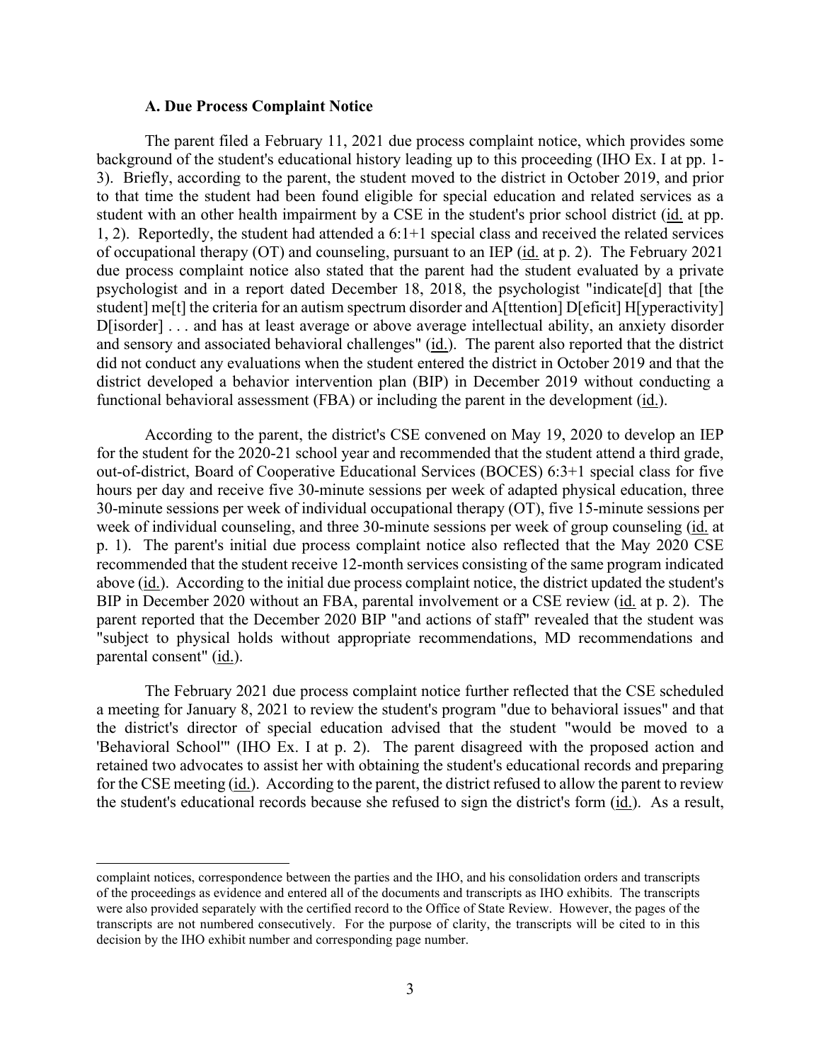### A. Due Process Complaint Notice

The parent filed a February 11, 2021 due process complaint notice, which provides some background of the student's educational history leading up to this proceeding (IHO Ex. I at pp. 1-3). Briefly, according to the parent, the student moved to the district in October 2019, and prior to that time the student had been found eligible for special education and related services as a student with an other health impairment by a CSE in the student's prior school district (id. at pp. 1, 2). Reportedly, the student had attended a 6:1+1 special class and received the related services of occupational therapy (OT) and counseling, pursuant to an IEP (id. at p. 2). The February 2021 due process complaint notice also stated that the parent had the student evaluated by a private psychologist and in a report dated December 18, 2018, the psychologist "indicate[d] that [the student] me[t] the criteria for an autism spectrum disorder and A[ttention] D[eficit] H[yperactivity] D[isorder] . . . and has at least average or above average intellectual ability, an anxiety disorder and sensory and associated behavioral challenges" (id.). The parent also reported that the district did not conduct any evaluations when the student entered the district in October 2019 and that the district developed a behavior intervention plan (BIP) in December 2019 without conducting a functional behavioral assessment (FBA) or including the parent in the development (id.).

According to the parent, the district's CSE convened on May 19, 2020 to develop an IEP for the student for the 2020-21 school year and recommended that the student attend a third grade, out-of-district, Board of Cooperative Educational Services (BOCES) 6:3+1 special class for five hours per day and receive five 30-minute sessions per week of adapted physical education, three 30-minute sessions per week of individual occupational therapy (OT), five 15-minute sessions per week of individual counseling, and three 30-minute sessions per week of group counseling (id. at p. 1). The parent's initial due process complaint notice also reflected that the May 2020 CSE recommended that the student receive 12-month services consisting of the same program indicated above (id.). According to the initial due process complaint notice, the district updated the student's BIP in December 2020 without an FBA, parental involvement or a CSE review (id. at p. 2). The parent reported that the December 2020 BIP "and actions of staff" revealed that the student was "subject to physical holds without appropriate recommendations, MD recommendations and parental consent" (id.).

The February 2021 due process complaint notice further reflected that the CSE scheduled a meeting for January 8, 2021 to review the student's program "due to behavioral issues" and that the district's director of special education advised that the student "would be moved to a 'Behavioral School'" (IHO Ex. I at p. 2). The parent disagreed with the proposed action and retained two advocates to assist her with obtaining the student's educational records and preparing for the CSE meeting (id.). According to the parent, the district refused to allow the parent to review the student's educational records because she refused to sign the district's form (id.). As a result,

---

complaint notices, correspondence between the parties and the IHO, and his consolidation orders and transcripts of the proceedings as evidence and entered all of the documents and transcripts as IHO exhibits. The transcripts were also provided separately with the certified record to the Office of State Review. However, the pages of the transcripts are not numbered consecutively. For the purpose of clarity, the transcripts will be cited to in this decision by the IHO exhibit number and corresponding page number.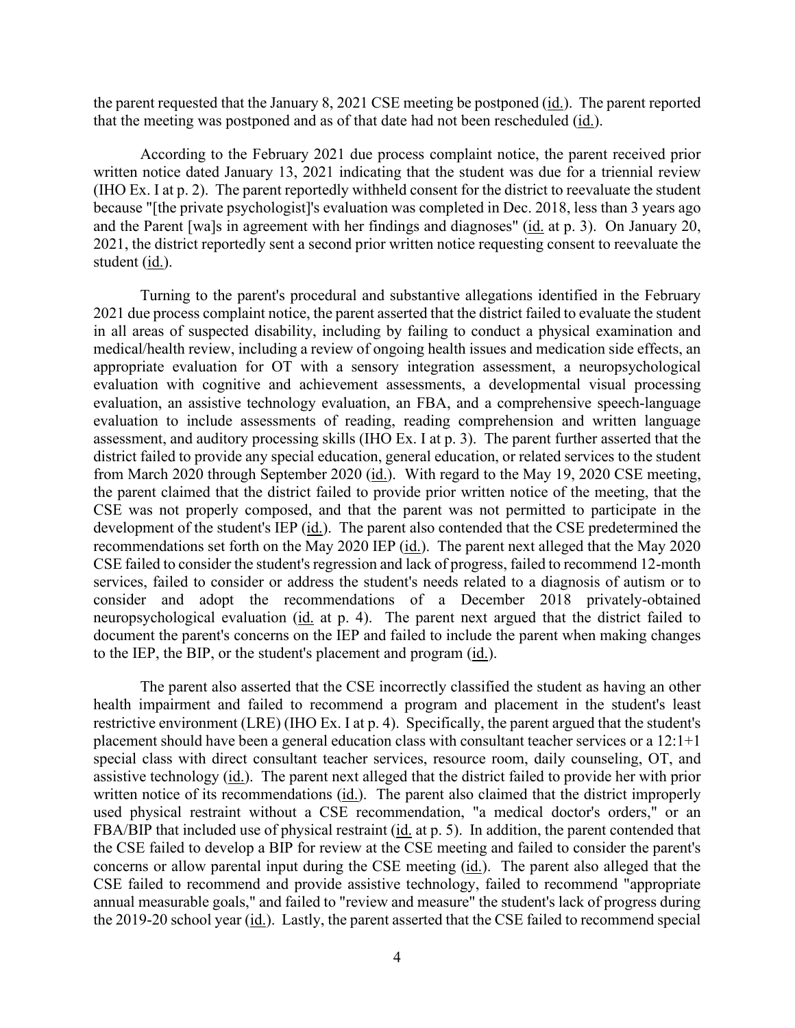the parent requested that the January 8, 2021 CSE meeting be postponed (id.). The parent reported that the meeting was postponed and as of that date had not been rescheduled (id.).

According to the February 2021 due process complaint notice, the parent received prior written notice dated January 13, 2021 indicating that the student was due for a triennial review (IHO Ex. I at p. 2). The parent reportedly withheld consent for the district to reevaluate the student because "[the private psychologist]'s evaluation was completed in Dec. 2018, less than 3 years ago and the Parent [wa]s in agreement with her findings and diagnoses" (id. at p. 3). On January 20, 2021, the district reportedly sent a second prior written notice requesting consent to reevaluate the student (id.).

Turning to the parent's procedural and substantive allegations identified in the February 2021 due process complaint notice, the parent asserted that the district failed to evaluate the student in all areas of suspected disability, including by failing to conduct a physical examination and medical/health review, including a review of ongoing health issues and medication side effects, an appropriate evaluation for OT with a sensory integration assessment, a neuropsychological evaluation with cognitive and achievement assessments, a developmental visual processing evaluation, an assistive technology evaluation, an FBA, and a comprehensive speech-language evaluation to include assessments of reading, reading comprehension and written language assessment, and auditory processing skills (IHO Ex. I at p. 3). The parent further asserted that the district failed to provide any special education, general education, or related services to the student from March 2020 through September 2020 (id.). With regard to the May 19, 2020 CSE meeting, the parent claimed that the district failed to provide prior written notice of the meeting, that the CSE was not properly composed, and that the parent was not permitted to participate in the development of the student's IEP (id.). The parent also contended that the CSE predetermined the recommendations set forth on the May 2020 IEP (id.). The parent next alleged that the May 2020 CSE failed to consider the student's regression and lack of progress, failed to recommend 12-month services, failed to consider or address the student's needs related to a diagnosis of autism or to consider and adopt the recommendations of a December 2018 privately-obtained neuropsychological evaluation (id. at p. 4). The parent next argued that the district failed to document the parent's concerns on the IEP and failed to include the parent when making changes to the IEP, the BIP, or the student's placement and program (id.).

The parent also asserted that the CSE incorrectly classified the student as having an other health impairment and failed to recommend a program and placement in the student's least restrictive environment (LRE) (IHO Ex. I at p. 4). Specifically, the parent argued that the student's placement should have been a general education class with consultant teacher services or a 12:1+1 special class with direct consultant teacher services, resource room, daily counseling, OT, and assistive technology (id.). The parent next alleged that the district failed to provide her with prior written notice of its recommendations (id.). The parent also claimed that the district improperly used physical restraint without a CSE recommendation, "a medical doctor's orders," or an FBA/BIP that included use of physical restraint (id. at p. 5). In addition, the parent contended that the CSE failed to develop a BIP for review at the CSE meeting and failed to consider the parent's concerns or allow parental input during the CSE meeting (id.). The parent also alleged that the CSE failed to recommend and provide assistive technology, failed to recommend "appropriate annual measurable goals," and failed to "review and measure" the student's lack of progress during the 2019-20 school year (id.). Lastly, the parent asserted that the CSE failed to recommend special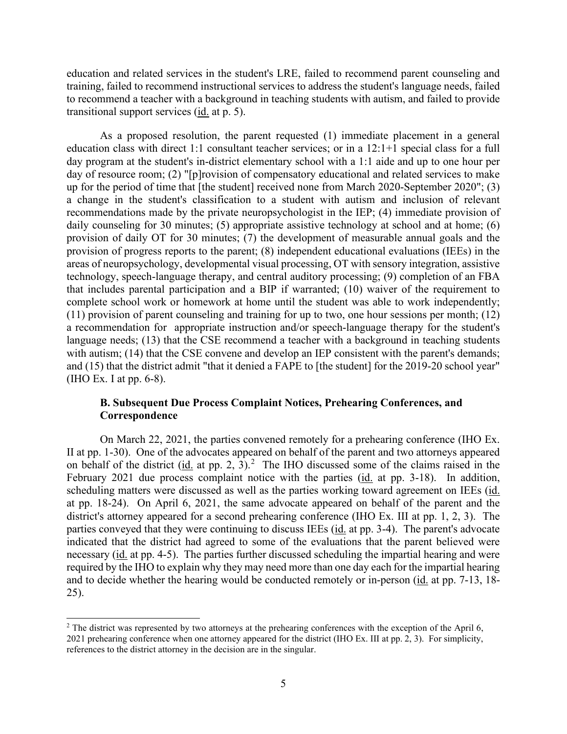education and related services in the student's LRE, failed to recommend parent counseling and training, failed to recommend instructional services to address the student's language needs, failed to recommend a teacher with a background in teaching students with autism, and failed to provide transitional support services (id. at p. 5).

As a proposed resolution, the parent requested (1) immediate placement in a general education class with direct 1:1 consultant teacher services; or in a 12:1+1 special class for a full day program at the student's in-district elementary school with a 1:1 aide and up to one hour per day of resource room; (2) "[p]rovision of compensatory educational and related services to make up for the period of time that [the student] received none from March 2020-September 2020"; (3) a change in the student's classification to a student with autism and inclusion of relevant recommendations made by the private neuropsychologist in the IEP; (4) immediate provision of daily counseling for 30 minutes; (5) appropriate assistive technology at school and at home; (6) provision of daily OT for 30 minutes; (7) the development of measurable annual goals and the provision of progress reports to the parent; (8) independent educational evaluations (IEEs) in the areas of neuropsychology, developmental visual processing, OT with sensory integration, assistive technology, speech-language therapy, and central auditory processing; (9) completion of an FBA that includes parental participation and a BIP if warranted; (10) waiver of the requirement to complete school work or homework at home until the student was able to work independently; (11) provision of parent counseling and training for up to two, one hour sessions per month; (12) a recommendation for appropriate instruction and/or speech-language therapy for the student's language needs; (13) that the CSE recommend a teacher with a background in teaching students with autism; (14) that the CSE convene and develop an IEP consistent with the parent's demands; and (15) that the district admit "that it denied a FAPE to [the student] for the 2019-20 school year" (IHO Ex. I at pp. 6-8).

### B. Subsequent Due Process Complaint Notices, Prehearing Conferences, and Correspondence

On March 22, 2021, the parties convened remotely for a prehearing conference (IHO Ex. II at pp. 1-30). One of the advocates appeared on behalf of the parent and two attorneys appeared on behalf of the district (id. at pp. 2, 3).[2] The IHO discussed some of the claims raised in the February 2021 due process complaint notice with the parties (id. at pp. 3-18). In addition, scheduling matters were discussed as well as the parties working toward agreement on IEEs (id. at pp. 18-24). On April 6, 2021, the same advocate appeared on behalf of the parent and the district's attorney appeared for a second prehearing conference (IHO Ex. III at pp. 1, 2, 3). The parties conveyed that they were continuing to discuss IEEs (id. at pp. 3-4). The parent's advocate indicated that the district had agreed to some of the evaluations that the parent believed were necessary (id. at pp. 4-5). The parties further discussed scheduling the impartial hearing and were required by the IHO to explain why they may need more than one day each for the impartial hearing and to decide whether the hearing would be conducted remotely or in-person (id. at pp. 7-13, 18-25).

[2] The district was represented by two attorneys at the prehearing conferences with the exception of the April 6, 2021 prehearing conference when one attorney appeared for the district (IHO Ex. III at pp. 2, 3). For simplicity, references to the district attorney in the decision are in the singular.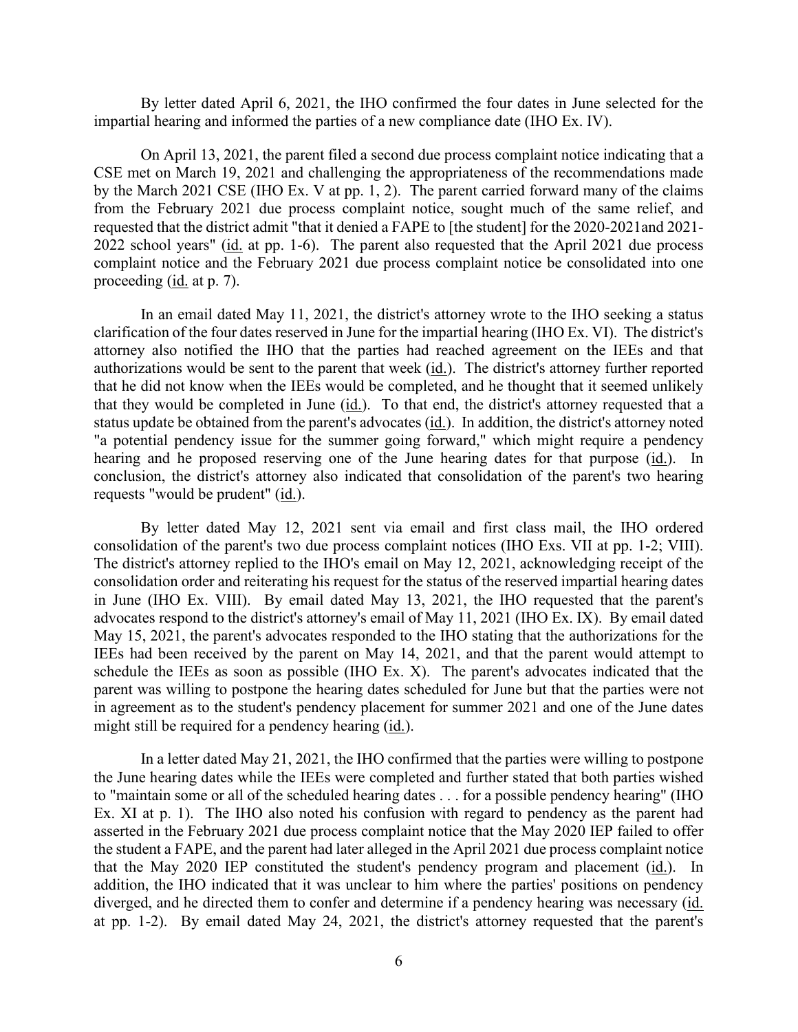By letter dated April 6, 2021, the IHO confirmed the four dates in June selected for the impartial hearing and informed the parties of a new compliance date (IHO Ex. IV).

On April 13, 2021, the parent filed a second due process complaint notice indicating that a CSE met on March 19, 2021 and challenging the appropriateness of the recommendations made by the March 2021 CSE (IHO Ex. V at pp. 1, 2). The parent carried forward many of the claims from the February 2021 due process complaint notice, sought much of the same relief, and requested that the district admit "that it denied a FAPE to [the student] for the 2020-2021and 2021-2022 school years" (id. at pp. 1-6). The parent also requested that the April 2021 due process complaint notice and the February 2021 due process complaint notice be consolidated into one proceeding (id. at p. 7).

In an email dated May 11, 2021, the district's attorney wrote to the IHO seeking a status clarification of the four dates reserved in June for the impartial hearing (IHO Ex. VI). The district's attorney also notified the IHO that the parties had reached agreement on the IEEs and that authorizations would be sent to the parent that week (id.). The district's attorney further reported that he did not know when the IEEs would be completed, and he thought that it seemed unlikely that they would be completed in June (id.). To that end, the district's attorney requested that a status update be obtained from the parent's advocates (id.). In addition, the district's attorney noted "a potential pendency issue for the summer going forward," which might require a pendency hearing and he proposed reserving one of the June hearing dates for that purpose (id.). In conclusion, the district's attorney also indicated that consolidation of the parent's two hearing requests "would be prudent" (id.).

By letter dated May 12, 2021 sent via email and first class mail, the IHO ordered consolidation of the parent's two due process complaint notices (IHO Exs. VII at pp. 1-2; VIII). The district's attorney replied to the IHO's email on May 12, 2021, acknowledging receipt of the consolidation order and reiterating his request for the status of the reserved impartial hearing dates in June (IHO Ex. VIII). By email dated May 13, 2021, the IHO requested that the parent's advocates respond to the district's attorney's email of May 11, 2021 (IHO Ex. IX). By email dated May 15, 2021, the parent's advocates responded to the IHO stating that the authorizations for the IEEs had been received by the parent on May 14, 2021, and that the parent would attempt to schedule the IEEs as soon as possible (IHO Ex. X). The parent's advocates indicated that the parent was willing to postpone the hearing dates scheduled for June but that the parties were not in agreement as to the student's pendency placement for summer 2021 and one of the June dates might still be required for a pendency hearing (id.).

In a letter dated May 21, 2021, the IHO confirmed that the parties were willing to postpone the June hearing dates while the IEEs were completed and further stated that both parties wished to "maintain some or all of the scheduled hearing dates . . . for a possible pendency hearing" (IHO Ex. XI at p. 1). The IHO also noted his confusion with regard to pendency as the parent had asserted in the February 2021 due process complaint notice that the May 2020 IEP failed to offer the student a FAPE, and the parent had later alleged in the April 2021 due process complaint notice that the May 2020 IEP constituted the student's pendency program and placement (id.). In addition, the IHO indicated that it was unclear to him where the parties' positions on pendency diverged, and he directed them to confer and determine if a pendency hearing was necessary (id. at pp. 1-2). By email dated May 24, 2021, the district's attorney requested that the parent's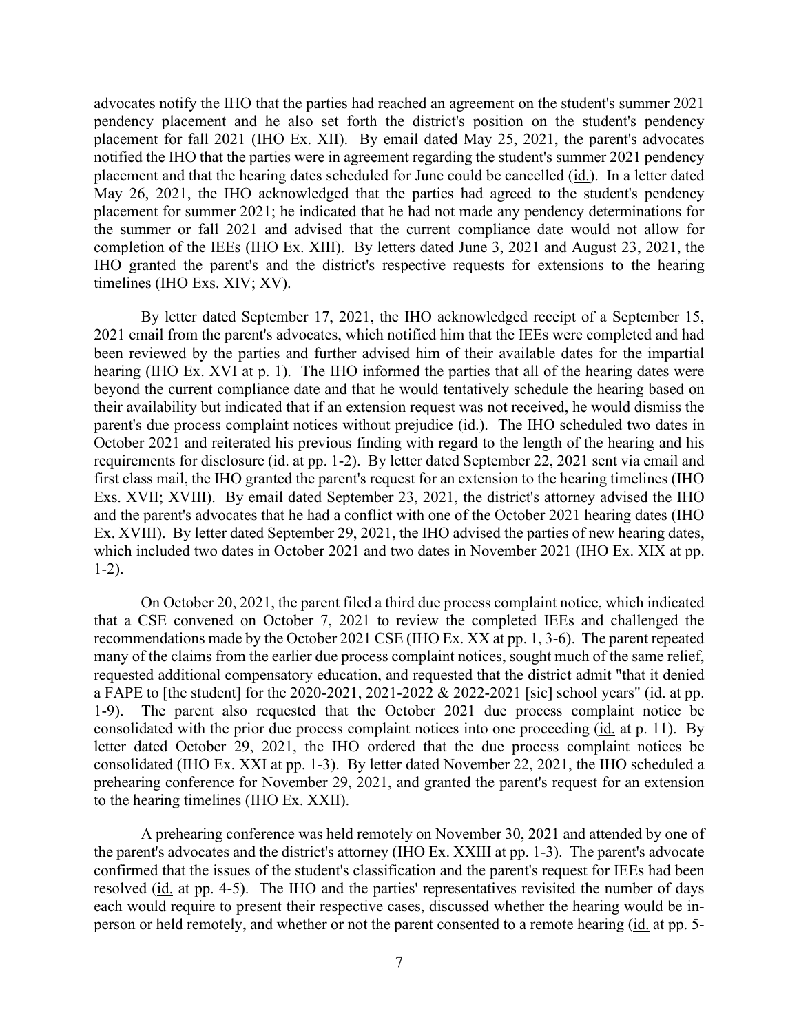advocates notify the IHO that the parties had reached an agreement on the student's summer 2021 pendency placement and he also set forth the district's position on the student's pendency placement for fall 2021 (IHO Ex. XII). By email dated May 25, 2021, the parent's advocates notified the IHO that the parties were in agreement regarding the student's summer 2021 pendency placement and that the hearing dates scheduled for June could be cancelled (id.). In a letter dated May 26, 2021, the IHO acknowledged that the parties had agreed to the student's pendency placement for summer 2021; he indicated that he had not made any pendency determinations for the summer or fall 2021 and advised that the current compliance date would not allow for completion of the IEEs (IHO Ex. XIII). By letters dated June 3, 2021 and August 23, 2021, the IHO granted the parent's and the district's respective requests for extensions to the hearing timelines (IHO Exs. XIV; XV).

By letter dated September 17, 2021, the IHO acknowledged receipt of a September 15, 2021 email from the parent's advocates, which notified him that the IEEs were completed and had been reviewed by the parties and further advised him of their available dates for the impartial hearing (IHO Ex. XVI at p. 1). The IHO informed the parties that all of the hearing dates were beyond the current compliance date and that he would tentatively schedule the hearing based on their availability but indicated that if an extension request was not received, he would dismiss the parent's due process complaint notices without prejudice (id.). The IHO scheduled two dates in October 2021 and reiterated his previous finding with regard to the length of the hearing and his requirements for disclosure (id. at pp. 1-2). By letter dated September 22, 2021 sent via email and first class mail, the IHO granted the parent's request for an extension to the hearing timelines (IHO Exs. XVII; XVIII). By email dated September 23, 2021, the district's attorney advised the IHO and the parent's advocates that he had a conflict with one of the October 2021 hearing dates (IHO Ex. XVIII). By letter dated September 29, 2021, the IHO advised the parties of new hearing dates, which included two dates in October 2021 and two dates in November 2021 (IHO Ex. XIX at pp. 1-2).

On October 20, 2021, the parent filed a third due process complaint notice, which indicated that a CSE convened on October 7, 2021 to review the completed IEEs and challenged the recommendations made by the October 2021 CSE (IHO Ex. XX at pp. 1, 3-6). The parent repeated many of the claims from the earlier due process complaint notices, sought much of the same relief, requested additional compensatory education, and requested that the district admit "that it denied a FAPE to [the student] for the 2020-2021, 2021-2022 & 2022-2021 [sic] school years" (id. at pp. 1-9). The parent also requested that the October 2021 due process complaint notice be consolidated with the prior due process complaint notices into one proceeding (id. at p. 11). By letter dated October 29, 2021, the IHO ordered that the due process complaint notices be consolidated (IHO Ex. XXI at pp. 1-3). By letter dated November 22, 2021, the IHO scheduled a prehearing conference for November 29, 2021, and granted the parent's request for an extension to the hearing timelines (IHO Ex. XXII).

A prehearing conference was held remotely on November 30, 2021 and attended by one of the parent's advocates and the district's attorney (IHO Ex. XXIII at pp. 1-3). The parent's advocate confirmed that the issues of the student's classification and the parent's request for IEEs had been resolved (id. at pp. 4-5). The IHO and the parties' representatives revisited the number of days each would require to present their respective cases, discussed whether the hearing would be in-person or held remotely, and whether or not the parent consented to a remote hearing (id. at pp. 5-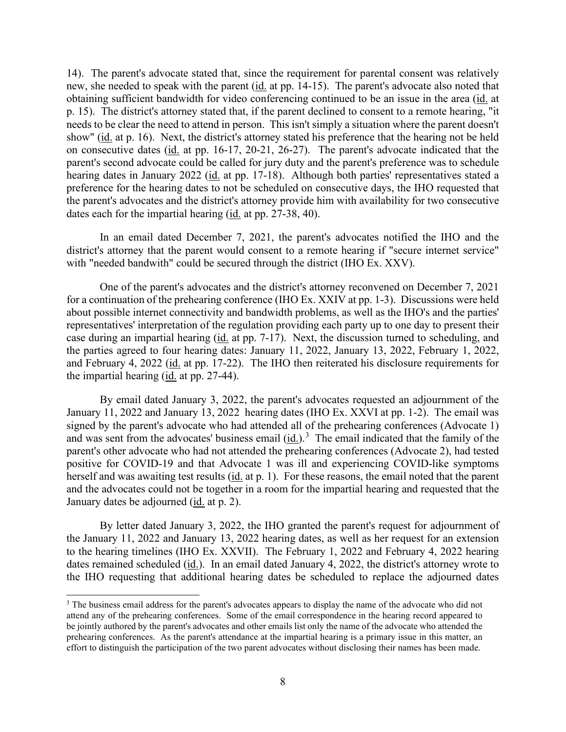14). The parent's advocate stated that, since the requirement for parental consent was relatively new, she needed to speak with the parent (id. at pp. 14-15). The parent's advocate also noted that obtaining sufficient bandwidth for video conferencing continued to be an issue in the area (id. at p. 15). The district's attorney stated that, if the parent declined to consent to a remote hearing, "it needs to be clear the need to attend in person. This isn't simply a situation where the parent doesn't show" (id. at p. 16). Next, the district's attorney stated his preference that the hearing not be held on consecutive dates (id. at pp. 16-17, 20-21, 26-27). The parent's advocate indicated that the parent's second advocate could be called for jury duty and the parent's preference was to schedule hearing dates in January 2022 (id. at pp. 17-18). Although both parties' representatives stated a preference for the hearing dates to not be scheduled on consecutive days, the IHO requested that the parent's advocates and the district's attorney provide him with availability for two consecutive dates each for the impartial hearing (id. at pp. 27-38, 40).

In an email dated December 7, 2021, the parent's advocates notified the IHO and the district's attorney that the parent would consent to a remote hearing if "secure internet service" with "needed bandwith" could be secured through the district (IHO Ex. XXV).

One of the parent's advocates and the district's attorney reconvened on December 7, 2021 for a continuation of the prehearing conference (IHO Ex. XXIV at pp. 1-3). Discussions were held about possible internet connectivity and bandwidth problems, as well as the IHO's and the parties' representatives' interpretation of the regulation providing each party up to one day to present their case during an impartial hearing (id. at pp. 7-17). Next, the discussion turned to scheduling, and the parties agreed to four hearing dates: January 11, 2022, January 13, 2022, February 1, 2022, and February 4, 2022 (id. at pp. 17-22). The IHO then reiterated his disclosure requirements for the impartial hearing (id. at pp. 27-44).

By email dated January 3, 2022, the parent's advocates requested an adjournment of the January 11, 2022 and January 13, 2022 hearing dates (IHO Ex. XXVI at pp. 1-2). The email was signed by the parent's advocate who had attended all of the prehearing conferences (Advocate 1) and was sent from the advocates' business email (id.).[3] The email indicated that the family of the parent's other advocate who had not attended the prehearing conferences (Advocate 2), had tested positive for COVID-19 and that Advocate 1 was ill and experiencing COVID-like symptoms herself and was awaiting test results (id. at p. 1). For these reasons, the email noted that the parent and the advocates could not be together in a room for the impartial hearing and requested that the January dates be adjourned (id. at p. 2).

By letter dated January 3, 2022, the IHO granted the parent's request for adjournment of the January 11, 2022 and January 13, 2022 hearing dates, as well as her request for an extension to the hearing timelines (IHO Ex. XXVII). The February 1, 2022 and February 4, 2022 hearing dates remained scheduled (id.). In an email dated January 4, 2022, the district's attorney wrote to the IHO requesting that additional hearing dates be scheduled to replace the adjourned dates

[3] The business email address for the parent's advocates appears to display the name of the advocate who did not attend any of the prehearing conferences. Some of the email correspondence in the hearing record appeared to be jointly authored by the parent's advocates and other emails list only the name of the advocate who attended the prehearing conferences. As the parent's attendance at the impartial hearing is a primary issue in this matter, an effort to distinguish the participation of the two parent advocates without disclosing their names has been made.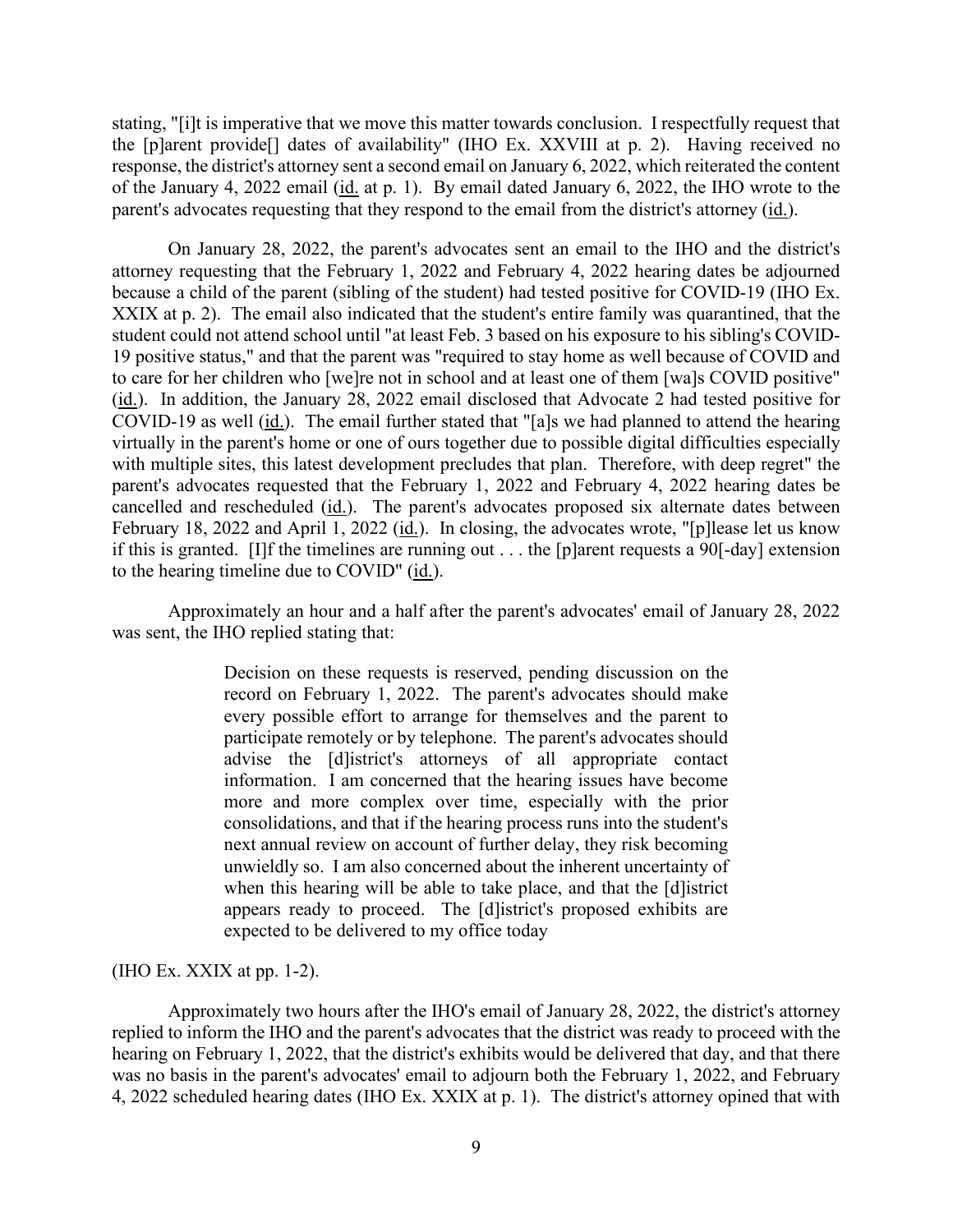stating, "[i]t is imperative that we move this matter towards conclusion. I respectfully request that the [p]arent provide[] dates of availability" (IHO Ex. XXVIII at p. 2). Having received no response, the district's attorney sent a second email on January 6, 2022, which reiterated the content of the January 4, 2022 email (id. at p. 1). By email dated January 6, 2022, the IHO wrote to the parent's advocates requesting that they respond to the email from the district's attorney (id.).

On January 28, 2022, the parent's advocates sent an email to the IHO and the district's attorney requesting that the February 1, 2022 and February 4, 2022 hearing dates be adjourned because a child of the parent (sibling of the student) had tested positive for COVID-19 (IHO Ex. XXIX at p. 2). The email also indicated that the student's entire family was quarantined, that the student could not attend school until "at least Feb. 3 based on his exposure to his sibling's COVID-19 positive status," and that the parent was "required to stay home as well because of COVID and to care for her children who [we]re not in school and at least one of them [wa]s COVID positive" (id.). In addition, the January 28, 2022 email disclosed that Advocate 2 had tested positive for COVID-19 as well (id.). The email further stated that "[a]s we had planned to attend the hearing virtually in the parent's home or one of ours together due to possible digital difficulties especially with multiple sites, this latest development precludes that plan. Therefore, with deep regret" the parent's advocates requested that the February 1, 2022 and February 4, 2022 hearing dates be cancelled and rescheduled (id.). The parent's advocates proposed six alternate dates between February 18, 2022 and April 1, 2022 (id.). In closing, the advocates wrote, "[p]lease let us know if this is granted. [I]f the timelines are running out . . . the [p]arent requests a 90[-day] extension to the hearing timeline due to COVID" (id.).

Approximately an hour and a half after the parent's advocates' email of January 28, 2022 was sent, the IHO replied stating that:

> Decision on these requests is reserved, pending discussion on the record on February 1, 2022. The parent's advocates should make every possible effort to arrange for themselves and the parent to participate remotely or by telephone. The parent's advocates should advise the [d]istrict's attorneys of all appropriate contact information. I am concerned that the hearing issues have become more and more complex over time, especially with the prior consolidations, and that if the hearing process runs into the student's next annual review on account of further delay, they risk becoming unwieldly so. I am also concerned about the inherent uncertainty of when this hearing will be able to take place, and that the [d]istrict appears ready to proceed. The [d]istrict's proposed exhibits are expected to be delivered to my office today

(IHO Ex. XXIX at pp. 1-2).

Approximately two hours after the IHO's email of January 28, 2022, the district's attorney replied to inform the IHO and the parent's advocates that the district was ready to proceed with the hearing on February 1, 2022, that the district's exhibits would be delivered that day, and that there was no basis in the parent's advocates' email to adjourn both the February 1, 2022, and February 4, 2022 scheduled hearing dates (IHO Ex. XXIX at p. 1). The district's attorney opined that with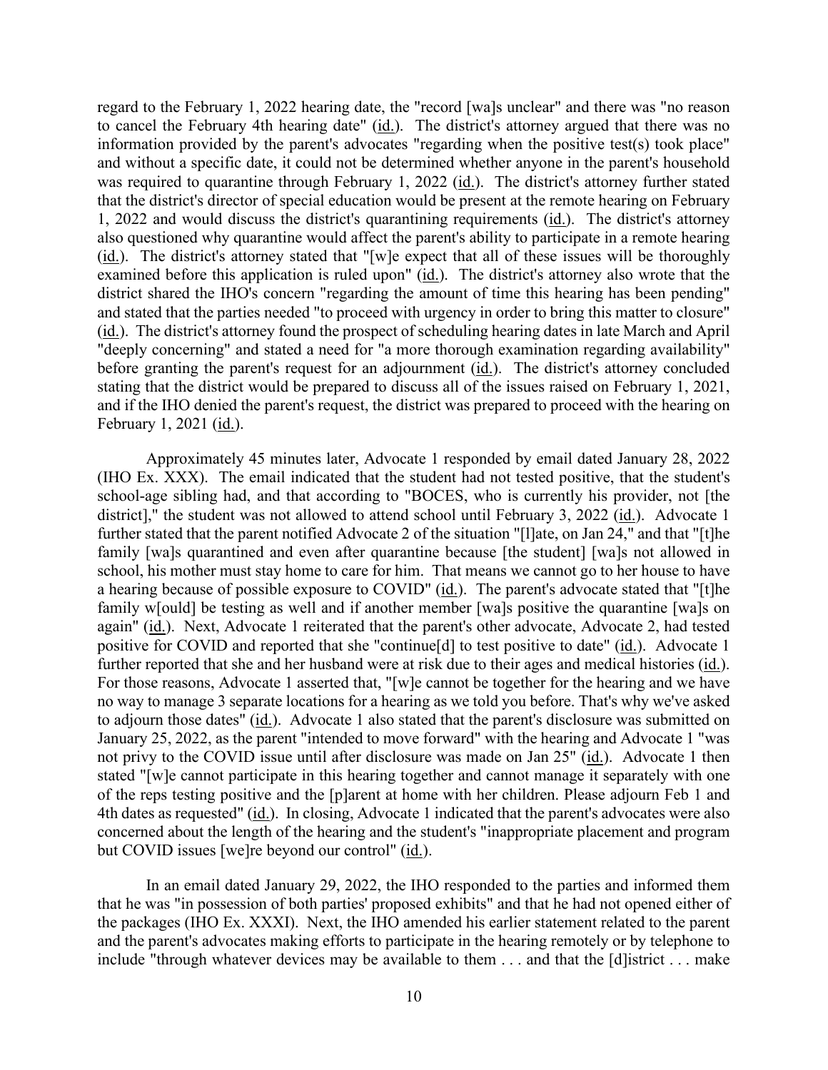regard to the February 1, 2022 hearing date, the "record [wa]s unclear" and there was "no reason to cancel the February 4th hearing date" (id.). The district's attorney argued that there was no information provided by the parent's advocates "regarding when the positive test(s) took place" and without a specific date, it could not be determined whether anyone in the parent's household was required to quarantine through February 1, 2022 (id.). The district's attorney further stated that the district's director of special education would be present at the remote hearing on February 1, 2022 and would discuss the district's quarantining requirements (id.). The district's attorney also questioned why quarantine would affect the parent's ability to participate in a remote hearing (id.). The district's attorney stated that "[w]e expect that all of these issues will be thoroughly examined before this application is ruled upon" (id.). The district's attorney also wrote that the district shared the IHO's concern "regarding the amount of time this hearing has been pending" and stated that the parties needed "to proceed with urgency in order to bring this matter to closure" (id.). The district's attorney found the prospect of scheduling hearing dates in late March and April "deeply concerning" and stated a need for "a more thorough examination regarding availability" before granting the parent's request for an adjournment (id.). The district's attorney concluded stating that the district would be prepared to discuss all of the issues raised on February 1, 2021, and if the IHO denied the parent's request, the district was prepared to proceed with the hearing on February 1, 2021 (id.).

Approximately 45 minutes later, Advocate 1 responded by email dated January 28, 2022 (IHO Ex. XXX). The email indicated that the student had not tested positive, that the student's school-age sibling had, and that according to "BOCES, who is currently his provider, not [the district]," the student was not allowed to attend school until February 3, 2022 (id.). Advocate 1 further stated that the parent notified Advocate 2 of the situation "[l]ate, on Jan 24," and that "[t]he family [wa]s quarantined and even after quarantine because [the student] [wa]s not allowed in school, his mother must stay home to care for him. That means we cannot go to her house to have a hearing because of possible exposure to COVID" (id.). The parent's advocate stated that "[t]he family w[ould] be testing as well and if another member [wa]s positive the quarantine [wa]s on again" (id.). Next, Advocate 1 reiterated that the parent's other advocate, Advocate 2, had tested positive for COVID and reported that she "continue[d] to test positive to date" (id.). Advocate 1 further reported that she and her husband were at risk due to their ages and medical histories (id.). For those reasons, Advocate 1 asserted that, "[w]e cannot be together for the hearing and we have no way to manage 3 separate locations for a hearing as we told you before. That's why we've asked to adjourn those dates" (id.). Advocate 1 also stated that the parent's disclosure was submitted on January 25, 2022, as the parent "intended to move forward" with the hearing and Advocate 1 "was not privy to the COVID issue until after disclosure was made on Jan 25" (id.). Advocate 1 then stated "[w]e cannot participate in this hearing together and cannot manage it separately with one of the reps testing positive and the [p]arent at home with her children. Please adjourn Feb 1 and 4th dates as requested" (id.). In closing, Advocate 1 indicated that the parent's advocates were also concerned about the length of the hearing and the student's "inappropriate placement and program but COVID issues [we]re beyond our control" (id.).

In an email dated January 29, 2022, the IHO responded to the parties and informed them that he was "in possession of both parties' proposed exhibits" and that he had not opened either of the packages (IHO Ex. XXXI). Next, the IHO amended his earlier statement related to the parent and the parent's advocates making efforts to participate in the hearing remotely or by telephone to include "through whatever devices may be available to them . . . and that the [d]istrict . . . make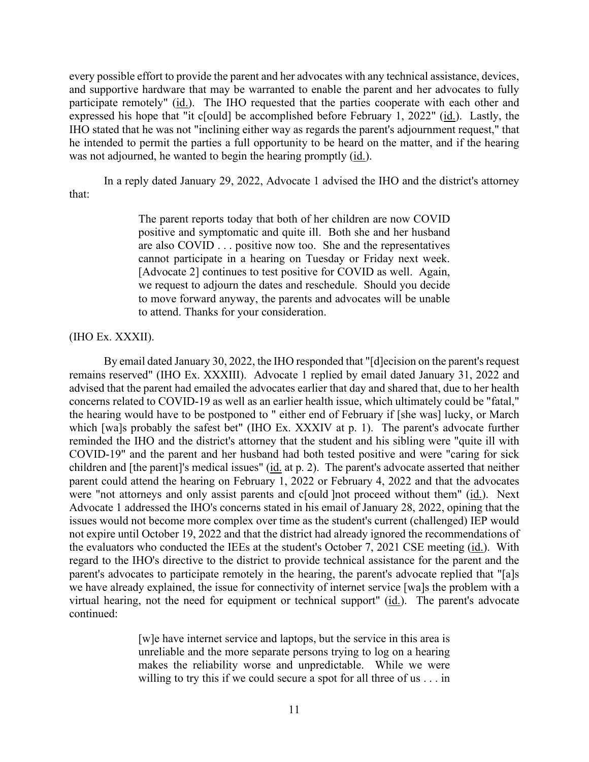every possible effort to provide the parent and her advocates with any technical assistance, devices, and supportive hardware that may be warranted to enable the parent and her advocates to fully participate remotely" (id.). The IHO requested that the parties cooperate with each other and expressed his hope that "it c[ould] be accomplished before February 1, 2022" (id.). Lastly, the IHO stated that he was not "inclining either way as regards the parent's adjournment request," that he intended to permit the parties a full opportunity to be heard on the matter, and if the hearing was not adjourned, he wanted to begin the hearing promptly (id.).

In a reply dated January 29, 2022, Advocate 1 advised the IHO and the district's attorney that:

> The parent reports today that both of her children are now COVID positive and symptomatic and quite ill. Both she and her husband are also COVID . . . positive now too. She and the representatives cannot participate in a hearing on Tuesday or Friday next week. [Advocate 2] continues to test positive for COVID as well. Again, we request to adjourn the dates and reschedule. Should you decide to move forward anyway, the parents and advocates will be unable to attend. Thanks for your consideration.

(IHO Ex. XXXII).

By email dated January 30, 2022, the IHO responded that "[d]ecision on the parent's request remains reserved" (IHO Ex. XXXIII). Advocate 1 replied by email dated January 31, 2022 and advised that the parent had emailed the advocates earlier that day and shared that, due to her health concerns related to COVID-19 as well as an earlier health issue, which ultimately could be "fatal," the hearing would have to be postponed to " either end of February if [she was] lucky, or March which [wa]s probably the safest bet" (IHO Ex. XXXIV at p. 1). The parent's advocate further reminded the IHO and the district's attorney that the student and his sibling were "quite ill with COVID-19" and the parent and her husband had both tested positive and were "caring for sick children and [the parent]'s medical issues" (id. at p. 2). The parent's advocate asserted that neither parent could attend the hearing on February 1, 2022 or February 4, 2022 and that the advocates were "not attorneys and only assist parents and c[ould ]not proceed without them" (id.). Next Advocate 1 addressed the IHO's concerns stated in his email of January 28, 2022, opining that the issues would not become more complex over time as the student's current (challenged) IEP would not expire until October 19, 2022 and that the district had already ignored the recommendations of the evaluators who conducted the IEEs at the student's October 7, 2021 CSE meeting (id.). With regard to the IHO's directive to the district to provide technical assistance for the parent and the parent's advocates to participate remotely in the hearing, the parent's advocate replied that "[a]s we have already explained, the issue for connectivity of internet service [wa]s the problem with a virtual hearing, not the need for equipment or technical support" (id.). The parent's advocate continued:

> [w]e have internet service and laptops, but the service in this area is unreliable and the more separate persons trying to log on a hearing makes the reliability worse and unpredictable. While we were willing to try this if we could secure a spot for all three of us . . . in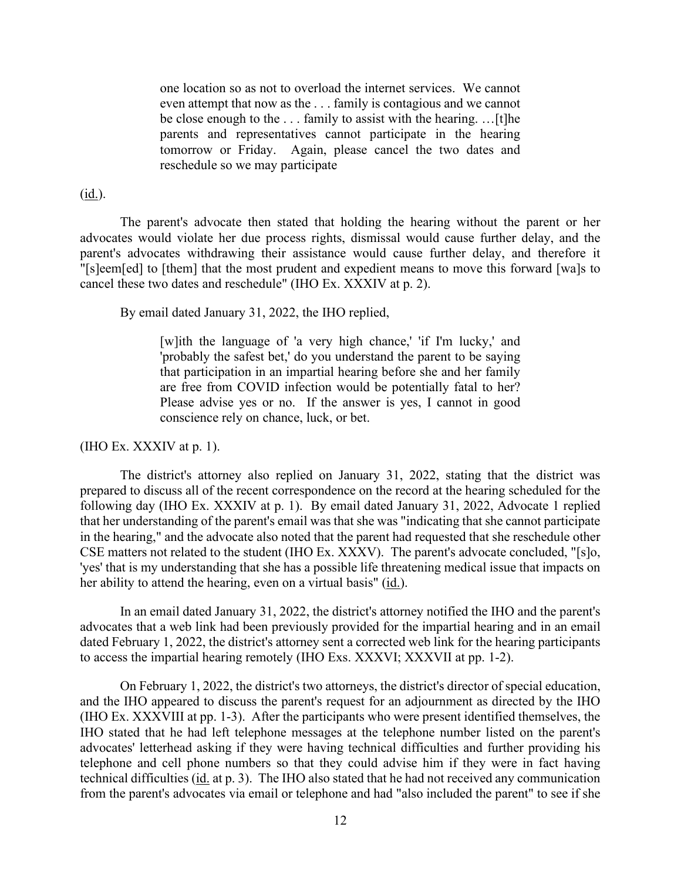> one location so as not to overload the internet services. We cannot even attempt that now as the . . . family is contagious and we cannot be close enough to the . . . family to assist with the hearing. …[t]he parents and representatives cannot participate in the hearing tomorrow or Friday. Again, please cancel the two dates and reschedule so we may participate

(id.).

The parent's advocate then stated that holding the hearing without the parent or her advocates would violate her due process rights, dismissal would cause further delay, and the parent's advocates withdrawing their assistance would cause further delay, and therefore it "[s]eem[ed] to [them] that the most prudent and expedient means to move this forward [wa]s to cancel these two dates and reschedule" (IHO Ex. XXXIV at p. 2).

By email dated January 31, 2022, the IHO replied,

> [w]ith the language of 'a very high chance,' 'if I'm lucky,' and 'probably the safest bet,' do you understand the parent to be saying that participation in an impartial hearing before she and her family are free from COVID infection would be potentially fatal to her? Please advise yes or no. If the answer is yes, I cannot in good conscience rely on chance, luck, or bet.

(IHO Ex. XXXIV at p. 1).

The district's attorney also replied on January 31, 2022, stating that the district was prepared to discuss all of the recent correspondence on the record at the hearing scheduled for the following day (IHO Ex. XXXIV at p. 1). By email dated January 31, 2022, Advocate 1 replied that her understanding of the parent's email was that she was "indicating that she cannot participate in the hearing," and the advocate also noted that the parent had requested that she reschedule other CSE matters not related to the student (IHO Ex. XXXV). The parent's advocate concluded, "[s]o, 'yes' that is my understanding that she has a possible life threatening medical issue that impacts on her ability to attend the hearing, even on a virtual basis" (id.).

In an email dated January 31, 2022, the district's attorney notified the IHO and the parent's advocates that a web link had been previously provided for the impartial hearing and in an email dated February 1, 2022, the district's attorney sent a corrected web link for the hearing participants to access the impartial hearing remotely (IHO Exs. XXXVI; XXXVII at pp. 1-2).

On February 1, 2022, the district's two attorneys, the district's director of special education, and the IHO appeared to discuss the parent's request for an adjournment as directed by the IHO (IHO Ex. XXXVIII at pp. 1-3). After the participants who were present identified themselves, the IHO stated that he had left telephone messages at the telephone number listed on the parent's advocates' letterhead asking if they were having technical difficulties and further providing his telephone and cell phone numbers so that they could advise him if they were in fact having technical difficulties (id. at p. 3). The IHO also stated that he had not received any communication from the parent's advocates via email or telephone and had "also included the parent" to see if she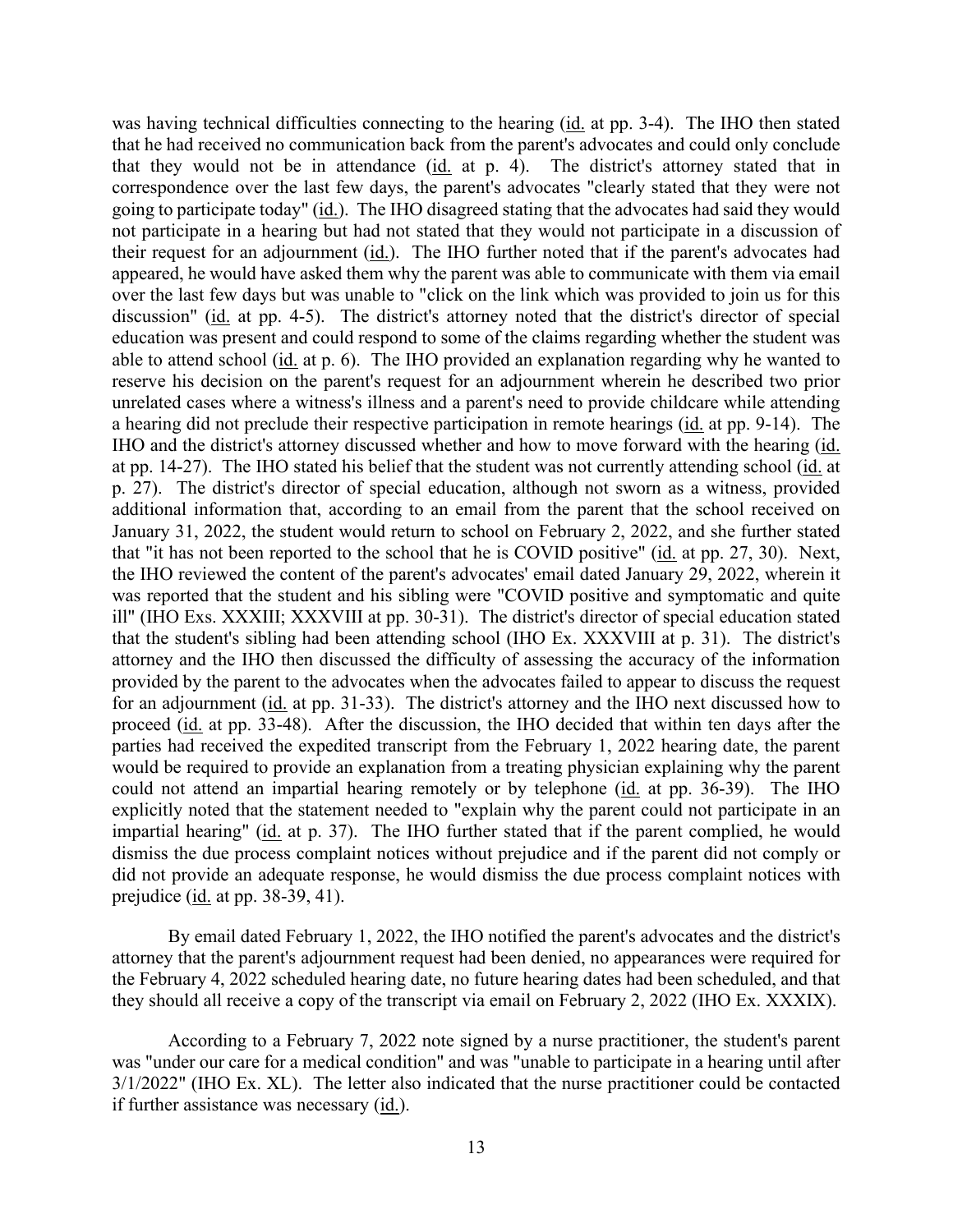was having technical difficulties connecting to the hearing (id. at pp. 3-4). The IHO then stated that he had received no communication back from the parent's advocates and could only conclude that they would not be in attendance (id. at p. 4). The district's attorney stated that in correspondence over the last few days, the parent's advocates "clearly stated that they were not going to participate today" (id.). The IHO disagreed stating that the advocates had said they would not participate in a hearing but had not stated that they would not participate in a discussion of their request for an adjournment (id.). The IHO further noted that if the parent's advocates had appeared, he would have asked them why the parent was able to communicate with them via email over the last few days but was unable to "click on the link which was provided to join us for this discussion" (id. at pp. 4-5). The district's attorney noted that the district's director of special education was present and could respond to some of the claims regarding whether the student was able to attend school (id. at p. 6). The IHO provided an explanation regarding why he wanted to reserve his decision on the parent's request for an adjournment wherein he described two prior unrelated cases where a witness's illness and a parent's need to provide childcare while attending a hearing did not preclude their respective participation in remote hearings (id. at pp. 9-14). The IHO and the district's attorney discussed whether and how to move forward with the hearing (id. at pp. 14-27). The IHO stated his belief that the student was not currently attending school (id. at p. 27). The district's director of special education, although not sworn as a witness, provided additional information that, according to an email from the parent that the school received on January 31, 2022, the student would return to school on February 2, 2022, and she further stated that "it has not been reported to the school that he is COVID positive" (id. at pp. 27, 30). Next, the IHO reviewed the content of the parent's advocates' email dated January 29, 2022, wherein it was reported that the student and his sibling were "COVID positive and symptomatic and quite ill" (IHO Exs. XXXIII; XXXVIII at pp. 30-31). The district's director of special education stated that the student's sibling had been attending school (IHO Ex. XXXVIII at p. 31). The district's attorney and the IHO then discussed the difficulty of assessing the accuracy of the information provided by the parent to the advocates when the advocates failed to appear to discuss the request for an adjournment (id. at pp. 31-33). The district's attorney and the IHO next discussed how to proceed (id. at pp. 33-48). After the discussion, the IHO decided that within ten days after the parties had received the expedited transcript from the February 1, 2022 hearing date, the parent would be required to provide an explanation from a treating physician explaining why the parent could not attend an impartial hearing remotely or by telephone (id. at pp. 36-39). The IHO explicitly noted that the statement needed to "explain why the parent could not participate in an impartial hearing" (id. at p. 37). The IHO further stated that if the parent complied, he would dismiss the due process complaint notices without prejudice and if the parent did not comply or did not provide an adequate response, he would dismiss the due process complaint notices with prejudice (id. at pp. 38-39, 41).

By email dated February 1, 2022, the IHO notified the parent's advocates and the district's attorney that the parent's adjournment request had been denied, no appearances were required for the February 4, 2022 scheduled hearing date, no future hearing dates had been scheduled, and that they should all receive a copy of the transcript via email on February 2, 2022 (IHO Ex. XXXIX).

According to a February 7, 2022 note signed by a nurse practitioner, the student's parent was "under our care for a medical condition" and was "unable to participate in a hearing until after 3/1/2022" (IHO Ex. XL). The letter also indicated that the nurse practitioner could be contacted if further assistance was necessary (id.).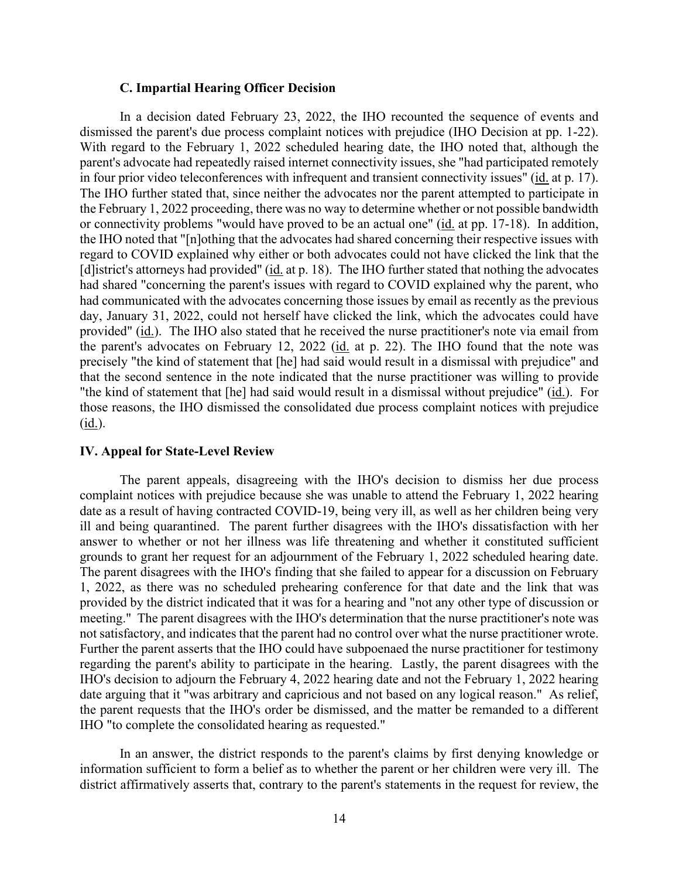### C. Impartial Hearing Officer Decision

In a decision dated February 23, 2022, the IHO recounted the sequence of events and dismissed the parent's due process complaint notices with prejudice (IHO Decision at pp. 1-22). With regard to the February 1, 2022 scheduled hearing date, the IHO noted that, although the parent's advocate had repeatedly raised internet connectivity issues, she "had participated remotely in four prior video teleconferences with infrequent and transient connectivity issues" (id. at p. 17). The IHO further stated that, since neither the advocates nor the parent attempted to participate in the February 1, 2022 proceeding, there was no way to determine whether or not possible bandwidth or connectivity problems "would have proved to be an actual one" (id. at pp. 17-18). In addition, the IHO noted that "[n]othing that the advocates had shared concerning their respective issues with regard to COVID explained why either or both advocates could not have clicked the link that the [d]istrict's attorneys had provided" (id. at p. 18). The IHO further stated that nothing the advocates had shared "concerning the parent's issues with regard to COVID explained why the parent, who had communicated with the advocates concerning those issues by email as recently as the previous day, January 31, 2022, could not herself have clicked the link, which the advocates could have provided" (id.). The IHO also stated that he received the nurse practitioner's note via email from the parent's advocates on February 12, 2022 (id. at p. 22). The IHO found that the note was precisely "the kind of statement that [he] had said would result in a dismissal with prejudice" and that the second sentence in the note indicated that the nurse practitioner was willing to provide "the kind of statement that [he] had said would result in a dismissal without prejudice" (id.). For those reasons, the IHO dismissed the consolidated due process complaint notices with prejudice (id.).

## IV. Appeal for State-Level Review

The parent appeals, disagreeing with the IHO's decision to dismiss her due process complaint notices with prejudice because she was unable to attend the February 1, 2022 hearing date as a result of having contracted COVID-19, being very ill, as well as her children being very ill and being quarantined. The parent further disagrees with the IHO's dissatisfaction with her answer to whether or not her illness was life threatening and whether it constituted sufficient grounds to grant her request for an adjournment of the February 1, 2022 scheduled hearing date. The parent disagrees with the IHO's finding that she failed to appear for a discussion on February 1, 2022, as there was no scheduled prehearing conference for that date and the link that was provided by the district indicated that it was for a hearing and "not any other type of discussion or meeting." The parent disagrees with the IHO's determination that the nurse practitioner's note was not satisfactory, and indicates that the parent had no control over what the nurse practitioner wrote. Further the parent asserts that the IHO could have subpoenaed the nurse practitioner for testimony regarding the parent's ability to participate in the hearing. Lastly, the parent disagrees with the IHO's decision to adjourn the February 4, 2022 hearing date and not the February 1, 2022 hearing date arguing that it "was arbitrary and capricious and not based on any logical reason." As relief, the parent requests that the IHO's order be dismissed, and the matter be remanded to a different IHO "to complete the consolidated hearing as requested."

In an answer, the district responds to the parent's claims by first denying knowledge or information sufficient to form a belief as to whether the parent or her children were very ill. The district affirmatively asserts that, contrary to the parent's statements in the request for review, the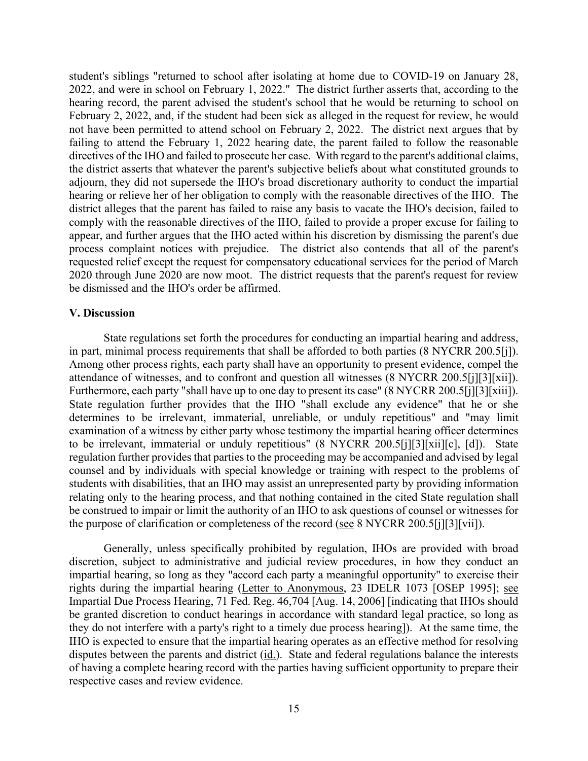student's siblings "returned to school after isolating at home due to COVID-19 on January 28, 2022, and were in school on February 1, 2022." The district further asserts that, according to the hearing record, the parent advised the student's school that he would be returning to school on February 2, 2022, and, if the student had been sick as alleged in the request for review, he would not have been permitted to attend school on February 2, 2022. The district next argues that by failing to attend the February 1, 2022 hearing date, the parent failed to follow the reasonable directives of the IHO and failed to prosecute her case. With regard to the parent's additional claims, the district asserts that whatever the parent's subjective beliefs about what constituted grounds to adjourn, they did not supersede the IHO's broad discretionary authority to conduct the impartial hearing or relieve her of her obligation to comply with the reasonable directives of the IHO. The district alleges that the parent has failed to raise any basis to vacate the IHO's decision, failed to comply with the reasonable directives of the IHO, failed to provide a proper excuse for failing to appear, and further argues that the IHO acted within his discretion by dismissing the parent's due process complaint notices with prejudice. The district also contends that all of the parent's requested relief except the request for compensatory educational services for the period of March 2020 through June 2020 are now moot. The district requests that the parent's request for review be dismissed and the IHO's order be affirmed.

### V. Discussion

State regulations set forth the procedures for conducting an impartial hearing and address, in part, minimal process requirements that shall be afforded to both parties (8 NYCRR 200.5[j]). Among other process rights, each party shall have an opportunity to present evidence, compel the attendance of witnesses, and to confront and question all witnesses (8 NYCRR 200.5[j][3][xii]). Furthermore, each party "shall have up to one day to present its case" (8 NYCRR 200.5[j][3][xiii]). State regulation further provides that the IHO "shall exclude any evidence" that he or she determines to be irrelevant, immaterial, unreliable, or unduly repetitious" and "may limit examination of a witness by either party whose testimony the impartial hearing officer determines to be irrelevant, immaterial or unduly repetitious" (8 NYCRR 200.5[j][3][xii][c], [d]). State regulation further provides that parties to the proceeding may be accompanied and advised by legal counsel and by individuals with special knowledge or training with respect to the problems of students with disabilities, that an IHO may assist an unrepresented party by providing information relating only to the hearing process, and that nothing contained in the cited State regulation shall be construed to impair or limit the authority of an IHO to ask questions of counsel or witnesses for the purpose of clarification or completeness of the record (see 8 NYCRR 200.5[j][3][vii]).

Generally, unless specifically prohibited by regulation, IHOs are provided with broad discretion, subject to administrative and judicial review procedures, in how they conduct an impartial hearing, so long as they "accord each party a meaningful opportunity" to exercise their rights during the impartial hearing (Letter to Anonymous, 23 IDELR 1073 [OSEP 1995]; see Impartial Due Process Hearing, 71 Fed. Reg. 46,704 [Aug. 14, 2006] [indicating that IHOs should be granted discretion to conduct hearings in accordance with standard legal practice, so long as they do not interfere with a party's right to a timely due process hearing]). At the same time, the IHO is expected to ensure that the impartial hearing operates as an effective method for resolving disputes between the parents and district (id.). State and federal regulations balance the interests of having a complete hearing record with the parties having sufficient opportunity to prepare their respective cases and review evidence.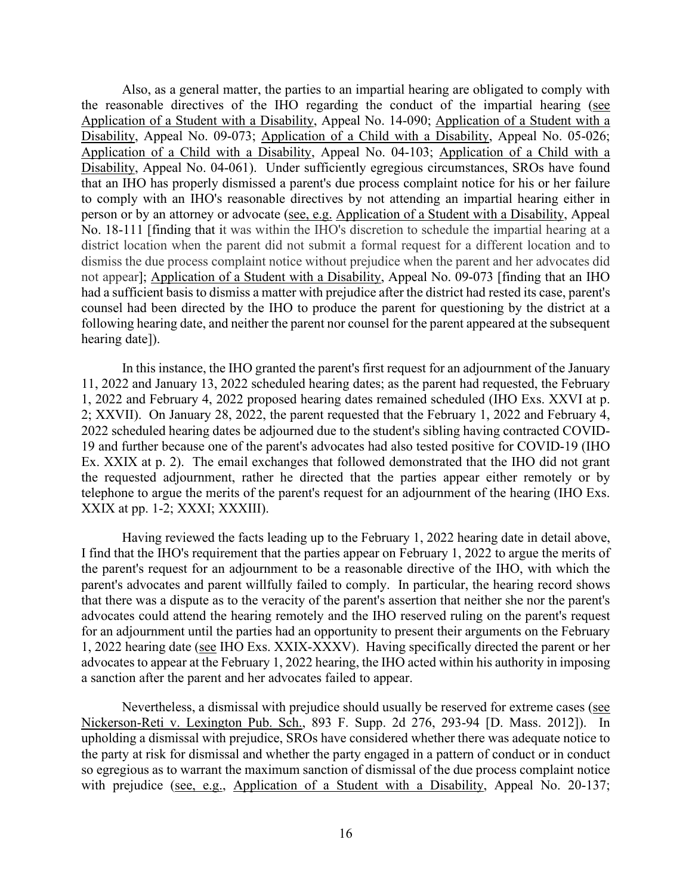Also, as a general matter, the parties to an impartial hearing are obligated to comply with the reasonable directives of the IHO regarding the conduct of the impartial hearing (see Application of a Student with a Disability, Appeal No. 14-090; Application of a Student with a Disability, Appeal No. 09-073; Application of a Child with a Disability, Appeal No. 05-026; Application of a Child with a Disability, Appeal No. 04-103; Application of a Child with a Disability, Appeal No. 04-061). Under sufficiently egregious circumstances, SROs have found that an IHO has properly dismissed a parent's due process complaint notice for his or her failure to comply with an IHO's reasonable directives by not attending an impartial hearing either in person or by an attorney or advocate (see, e.g. Application of a Student with a Disability, Appeal No. 18-111 [finding that it was within the IHO's discretion to schedule the impartial hearing at a district location when the parent did not submit a formal request for a different location and to dismiss the due process complaint notice without prejudice when the parent and her advocates did not appear]; Application of a Student with a Disability, Appeal No. 09-073 [finding that an IHO had a sufficient basis to dismiss a matter with prejudice after the district had rested its case, parent's counsel had been directed by the IHO to produce the parent for questioning by the district at a following hearing date, and neither the parent nor counsel for the parent appeared at the subsequent hearing date]).

In this instance, the IHO granted the parent's first request for an adjournment of the January 11, 2022 and January 13, 2022 scheduled hearing dates; as the parent had requested, the February 1, 2022 and February 4, 2022 proposed hearing dates remained scheduled (IHO Exs. XXVI at p. 2; XXVII). On January 28, 2022, the parent requested that the February 1, 2022 and February 4, 2022 scheduled hearing dates be adjourned due to the student's sibling having contracted COVID-19 and further because one of the parent's advocates had also tested positive for COVID-19 (IHO Ex. XXIX at p. 2). The email exchanges that followed demonstrated that the IHO did not grant the requested adjournment, rather he directed that the parties appear either remotely or by telephone to argue the merits of the parent's request for an adjournment of the hearing (IHO Exs. XXIX at pp. 1-2; XXXI; XXXIII).

Having reviewed the facts leading up to the February 1, 2022 hearing date in detail above, I find that the IHO's requirement that the parties appear on February 1, 2022 to argue the merits of the parent's request for an adjournment to be a reasonable directive of the IHO, with which the parent's advocates and parent willfully failed to comply. In particular, the hearing record shows that there was a dispute as to the veracity of the parent's assertion that neither she nor the parent's advocates could attend the hearing remotely and the IHO reserved ruling on the parent's request for an adjournment until the parties had an opportunity to present their arguments on the February 1, 2022 hearing date (see IHO Exs. XXIX-XXXV). Having specifically directed the parent or her advocates to appear at the February 1, 2022 hearing, the IHO acted within his authority in imposing a sanction after the parent and her advocates failed to appear.

Nevertheless, a dismissal with prejudice should usually be reserved for extreme cases (see Nickerson-Reti v. Lexington Pub. Sch., 893 F. Supp. 2d 276, 293-94 [D. Mass. 2012]). In upholding a dismissal with prejudice, SROs have considered whether there was adequate notice to the party at risk for dismissal and whether the party engaged in a pattern of conduct or in conduct so egregious as to warrant the maximum sanction of dismissal of the due process complaint notice with prejudice (see, e.g., Application of a Student with a Disability, Appeal No. 20-137;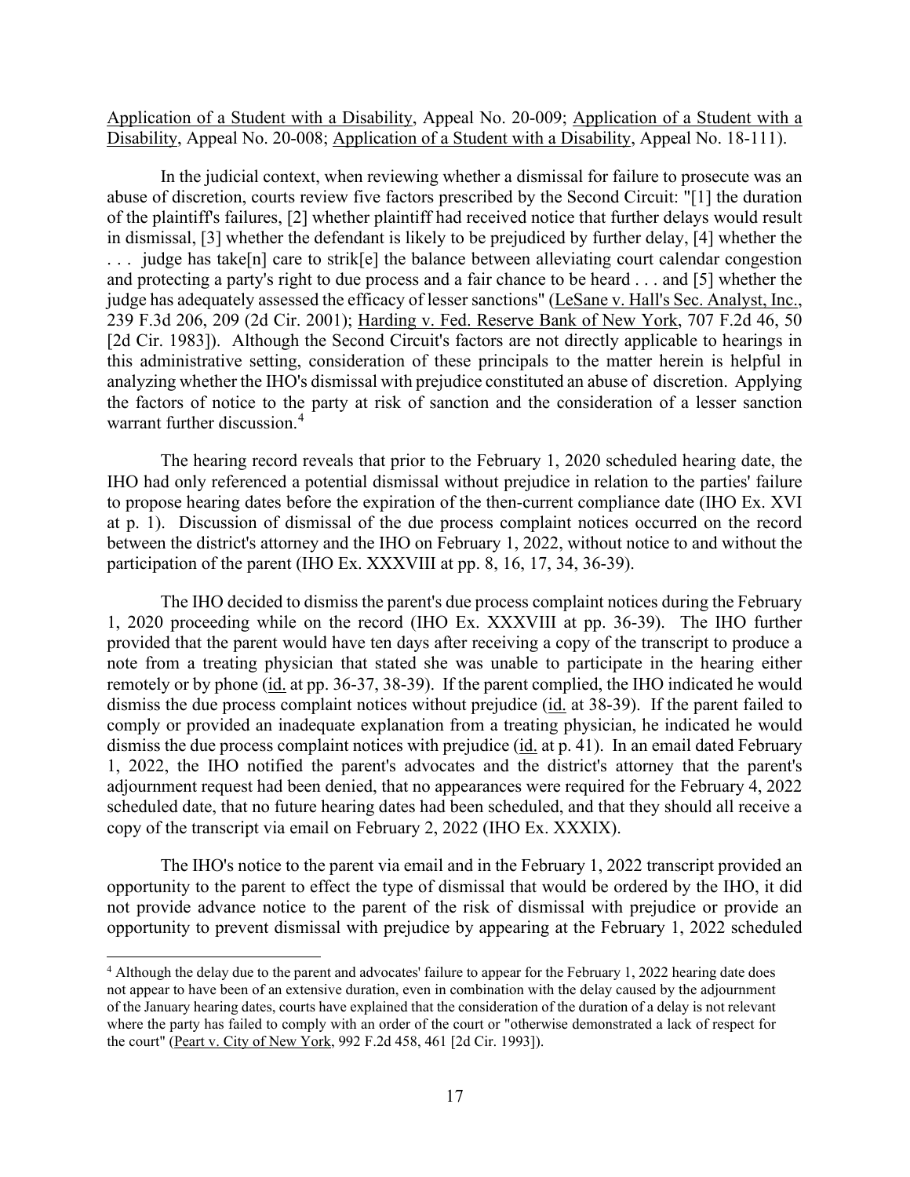Application of a Student with a Disability, Appeal No. 20-009; Application of a Student with a Disability, Appeal No. 20-008; Application of a Student with a Disability, Appeal No. 18-111).

In the judicial context, when reviewing whether a dismissal for failure to prosecute was an abuse of discretion, courts review five factors prescribed by the Second Circuit: "[1] the duration of the plaintiff's failures, [2] whether plaintiff had received notice that further delays would result in dismissal, [3] whether the defendant is likely to be prejudiced by further delay, [4] whether the . . . judge has take[n] care to strik[e] the balance between alleviating court calendar congestion and protecting a party's right to due process and a fair chance to be heard . . . and [5] whether the judge has adequately assessed the efficacy of lesser sanctions" (LeSane v. Hall's Sec. Analyst, Inc., 239 F.3d 206, 209 (2d Cir. 2001); Harding v. Fed. Reserve Bank of New York, 707 F.2d 46, 50 [2d Cir. 1983]). Although the Second Circuit's factors are not directly applicable to hearings in this administrative setting, consideration of these principals to the matter herein is helpful in analyzing whether the IHO's dismissal with prejudice constituted an abuse of discretion. Applying the factors of notice to the party at risk of sanction and the consideration of a lesser sanction warrant further discussion.[4]

The hearing record reveals that prior to the February 1, 2020 scheduled hearing date, the IHO had only referenced a potential dismissal without prejudice in relation to the parties' failure to propose hearing dates before the expiration of the then-current compliance date (IHO Ex. XVI at p. 1). Discussion of dismissal of the due process complaint notices occurred on the record between the district's attorney and the IHO on February 1, 2022, without notice to and without the participation of the parent (IHO Ex. XXXVIII at pp. 8, 16, 17, 34, 36-39).

The IHO decided to dismiss the parent's due process complaint notices during the February 1, 2020 proceeding while on the record (IHO Ex. XXXVIII at pp. 36-39). The IHO further provided that the parent would have ten days after receiving a copy of the transcript to produce a note from a treating physician that stated she was unable to participate in the hearing either remotely or by phone (id. at pp. 36-37, 38-39). If the parent complied, the IHO indicated he would dismiss the due process complaint notices without prejudice (id. at 38-39). If the parent failed to comply or provided an inadequate explanation from a treating physician, he indicated he would dismiss the due process complaint notices with prejudice (id. at p. 41). In an email dated February 1, 2022, the IHO notified the parent's advocates and the district's attorney that the parent's adjournment request had been denied, that no appearances were required for the February 4, 2022 scheduled date, that no future hearing dates had been scheduled, and that they should all receive a copy of the transcript via email on February 2, 2022 (IHO Ex. XXXIX).

The IHO's notice to the parent via email and in the February 1, 2022 transcript provided an opportunity to the parent to effect the type of dismissal that would be ordered by the IHO, it did not provide advance notice to the parent of the risk of dismissal with prejudice or provide an opportunity to prevent dismissal with prejudice by appearing at the February 1, 2022 scheduled

[4] Although the delay due to the parent and advocates' failure to appear for the February 1, 2022 hearing date does not appear to have been of an extensive duration, even in combination with the delay caused by the adjournment of the January hearing dates, courts have explained that the consideration of the duration of a delay is not relevant where the party has failed to comply with an order of the court or "otherwise demonstrated a lack of respect for the court" (Peart v. City of New York, 992 F.2d 458, 461 [2d Cir. 1993]).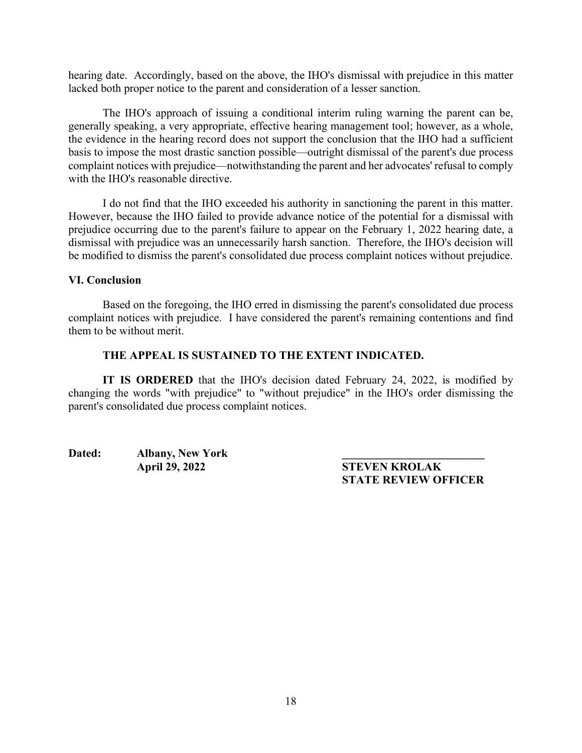hearing date. Accordingly, based on the above, the IHO's dismissal with prejudice in this matter lacked both proper notice to the parent and consideration of a lesser sanction.

The IHO's approach of issuing a conditional interim ruling warning the parent can be, generally speaking, a very appropriate, effective hearing management tool; however, as a whole, the evidence in the hearing record does not support the conclusion that the IHO had a sufficient basis to impose the most drastic sanction possible—outright dismissal of the parent's due process complaint notices with prejudice—notwithstanding the parent and her advocates' refusal to comply with the IHO's reasonable directive.

I do not find that the IHO exceeded his authority in sanctioning the parent in this matter. However, because the IHO failed to provide advance notice of the potential for a dismissal with prejudice occurring due to the parent's failure to appear on the February 1, 2022 hearing date, a dismissal with prejudice was an unnecessarily harsh sanction. Therefore, the IHO's decision will be modified to dismiss the parent's consolidated due process complaint notices without prejudice.

### VI. Conclusion

Based on the foregoing, the IHO erred in dismissing the parent's consolidated due process complaint notices with prejudice. I have considered the parent's remaining contentions and find them to be without merit.

**THE APPEAL IS SUSTAINED TO THE EXTENT INDICATED.**

**IT IS ORDERED** that the IHO's decision dated February 24, 2022, is modified by changing the words "with prejudice" to "without prejudice" in the IHO's order dismissing the parent's consolidated due process complaint notices.

**Dated:** **Albany, New York**
**April 29, 2022**

**STEVEN KROLAK**
**STATE REVIEW OFFICER**